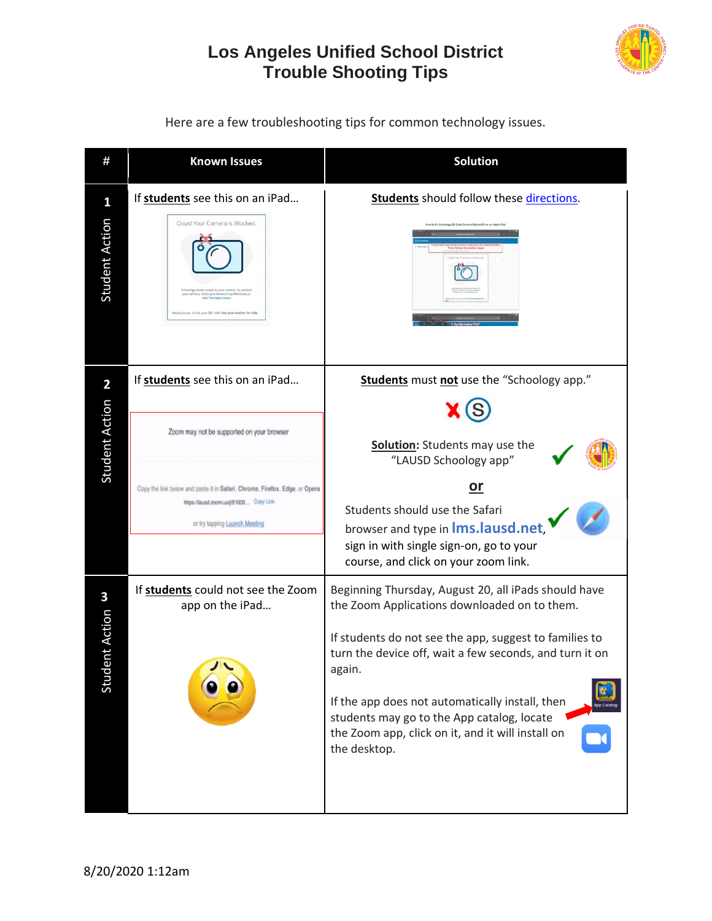# Los Angeles Unified School District
## Trouble Shooting Tips

Here are a few troubleshooting tips for common technology issues.

| # | Known Issues | Solution |
|---|---|---|
| 1 Student Action | If **students** see this on an iPad… Oops! Your Camera is Blocked. | **Students** should follow these directions. |
| 2 Student Action | If **students** see this on an iPad… Zoom may not be supported on your browser. Copy the link below and paste it in Safari, Chrome, Firefox, Edge, or Opera. https://lausd.zoom.us/j/91000… Copy Link. or try tapping Launch Meeting | **Students** must **not** use the "Schoology app." **Solution:** Students may use the "LAUSD Schoology app" **or** Students should use the Safari browser and type in **lms.lausd.net**, sign in with single sign-on, go to your course, and click on your zoom link. |
| 3 Student Action | If **students** could not see the Zoom app on the iPad… | Beginning Thursday, August 20, all iPads should have the Zoom Applications downloaded on to them. If students do not see the app, suggest to families to turn the device off, wait a few seconds, and turn it on again. If the app does not automatically install, then students may go to the App catalog, locate the Zoom app, click on it, and it will install on the desktop. |

8/20/2020 1:12am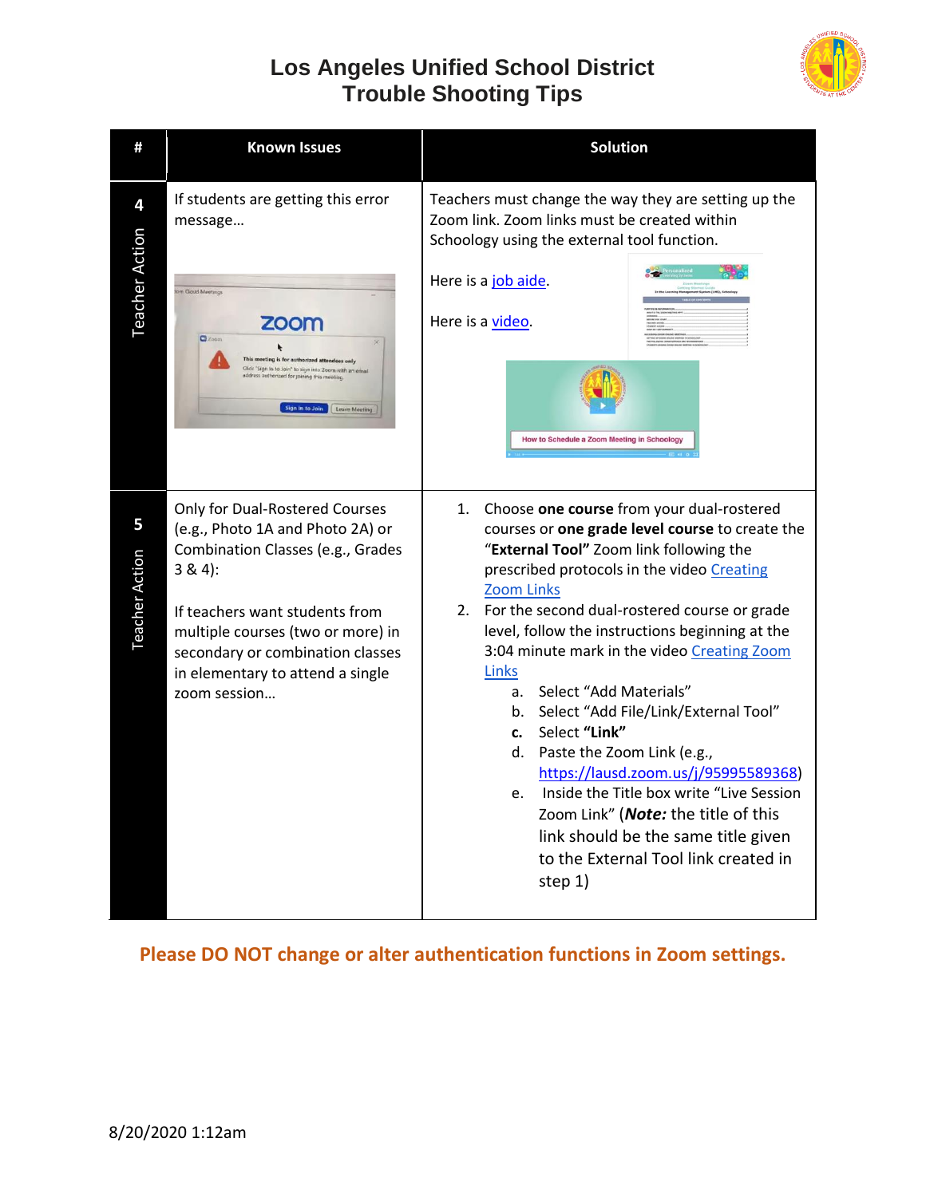# Los Angeles Unified School District
## Trouble Shooting Tips

| # | Known Issues | Solution |
|---|---|---|
| 4 Teacher Action | If students are getting this error message… | Teachers must change the way they are setting up the Zoom link. Zoom links must be created within Schoology using the external tool function.<br><br>Here is a job aide.<br><br>Here is a video. |
| 5 Teacher Action | Only for Dual-Rostered Courses (e.g., Photo 1A and Photo 2A) or Combination Classes (e.g., Grades 3 & 4):<br><br>If teachers want students from multiple courses (two or more) in secondary or combination classes in elementary to attend a single zoom session… | 1. Choose **one course** from your dual-rostered courses or **one grade level course** to create the "**External Tool**" Zoom link following the prescribed protocols in the video Creating Zoom Links<br>2. For the second dual-rostered course or grade level, follow the instructions beginning at the 3:04 minute mark in the video Creating Zoom Links<br>a. Select "Add Materials"<br>b. Select "Add File/Link/External Tool"<br>**c.** Select **"Link"**<br>d. Paste the Zoom Link (e.g., https://lausd.zoom.us/j/95995589368)<br>e. Inside the Title box write "Live Session Zoom Link" (***Note:*** the title of this link should be the same title given to the External Tool link created in step 1) |

**Please DO NOT change or alter authentication functions in Zoom settings.**

8/20/2020 1:12am